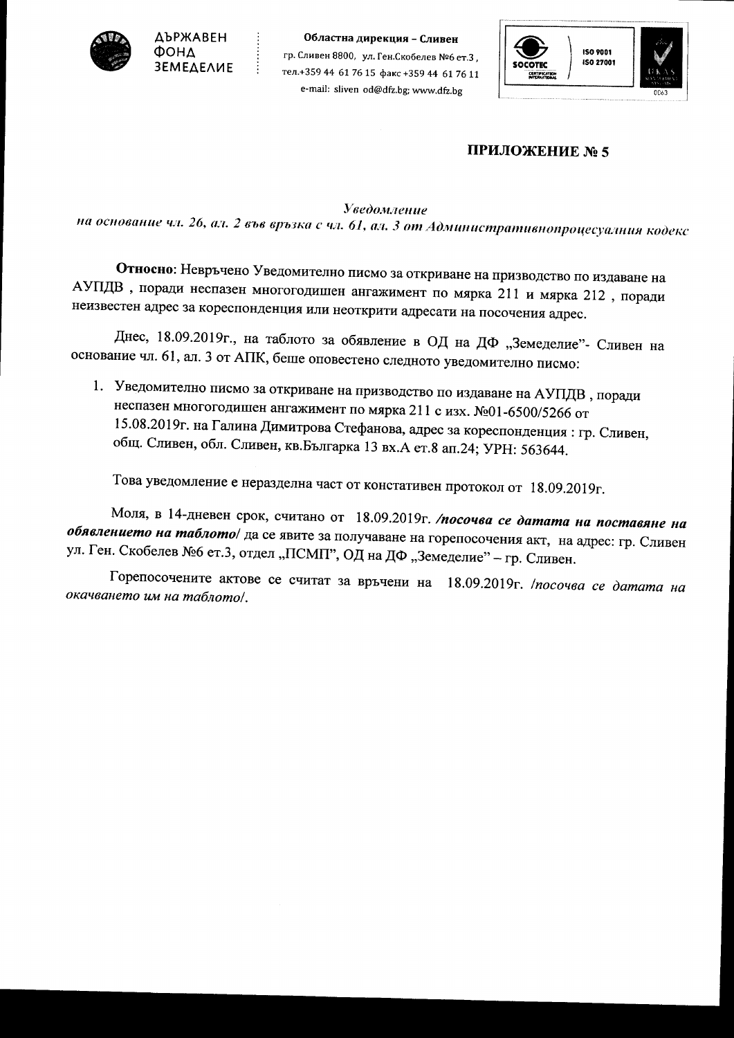ДЪРЖАВЕН ФОНД ЗЕМЕДЕЛИЕ

**Областна дирекция – Сливен**
гр. Сливен 8800, ул. Ген.Скобелев №6 ет.3,
тел.+359 44 61 76 15 факс +359 44 61 76 11
e-mail: sliven od@dfz.bg; www.dfz.bg

ISO 9001
ISO 27001

## ПРИЛОЖЕНИЕ № 5

*Уведомление*
*на основание чл. 26, ал. 2 във връзка с чл. 61, ал. 3 от Административнопроцесуалния кодекс*

**Относно**: Невръчено Уведомително писмо за откриване на призводство по издаване на АУПДВ , поради неспазен многогодишен ангажимент по мярка 211 и мярка 212 , поради неизвестен адрес за кореспонденция или неоткрити адресати на посочения адрес.

Днес, 18.09.2019г., на таблото за обявление в ОД на ДФ „Земеделие"- Сливен на основание чл. 61, ал. 3 от АПК, беше оповестено следното уведомително писмо:

1. Уведомително писмо за откриване на призводство по издаване на АУПДВ , поради неспазен многогодишен ангажимент по мярка 211 с изх. №01-6500/5266 от 15.08.2019г. на Галина Димитрова Стефанова, адрес за кореспонденция : гр. Сливен, общ. Сливен, обл. Сливен, кв.Българка 13 вх.А ет.8 ап.24; УРН: 563644.

Това уведомление е неразделна част от констативен протокол от 18.09.2019г.

Моля, в 14-дневен срок, считано от 18.09.2019г. ***/посочва се датата на поставяне на обявлението на таблото/*** да се явите за получаване на горепосочения акт, на адрес: гр. Сливен ул. Ген. Скобелев №6 ет.3, отдел „ПСМП", ОД на ДФ „Земеделие" – гр. Сливен.

Горепосочените актове се считат за връчени на 18.09.2019г. */посочва се датата на окачването им на таблото/.*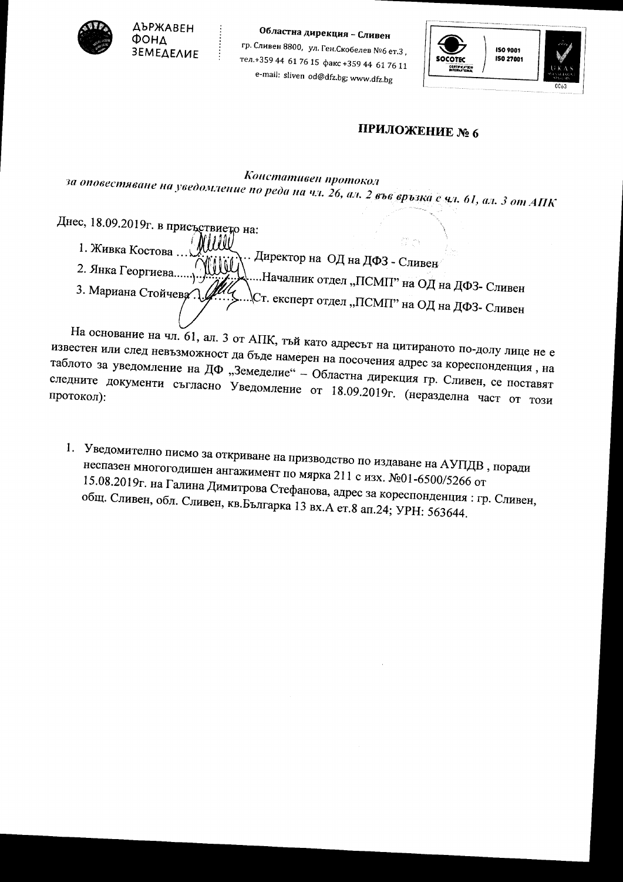ДЪРЖАВЕН ФОНД ЗЕМЕДЕЛИЕ

**Областна дирекция – Сливен**
гр. Сливен 8800, ул. Ген.Скобелев №6 ет.3,
тел.+359 44 61 76 15 факс +359 44 61 76 11
e-mail: sliven od@dfz.bg; www.dfz.bg

SOCOTEC ISO 9001 ISO 27001

## ПРИЛОЖЕНИЕ № 6

*Констативен протокол*
*за оповестяване на уведомление по реда на чл. 26, ал. 2 във връзка с чл. 61, ал. 3 от АПК*

Днес, 18.09.2019г. в присъствието на:

1. Живка Костова .................. Директор на ОД на ДФЗ - Сливен
2. Янка Георгиева..................Началник отдел „ПСМП" на ОД на ДФЗ- Сливен
3. Мариана Стойчева..............Ст. експерт отдел „ПСМП" на ОД на ДФЗ- Сливен

На основание на чл. 61, ал. 3 от АПК, тъй като адресът на цитираното по-долу лице не е известен или след невъзможност да бъде намерен на посочения адрес за кореспонденция , на таблото за уведомление на ДФ „Земеделие" – Областна дирекция гр. Сливен, се поставят следните документи съгласно Уведомление от 18.09.2019г. (неразделна част от този протокол):

1. Уведомително писмо за откриване на призводство по издаване на АУПДВ , поради неспазен многогодишен ангажимент по мярка 211 с изх. №01-6500/5266 от 15.08.2019г. на Галина Димитрова Стефанова, адрес за кореспонденция : гр. Сливен, общ. Сливен, обл. Сливен, кв.Българка 13 вх.А ет.8 ап.24; УРН: 563644.